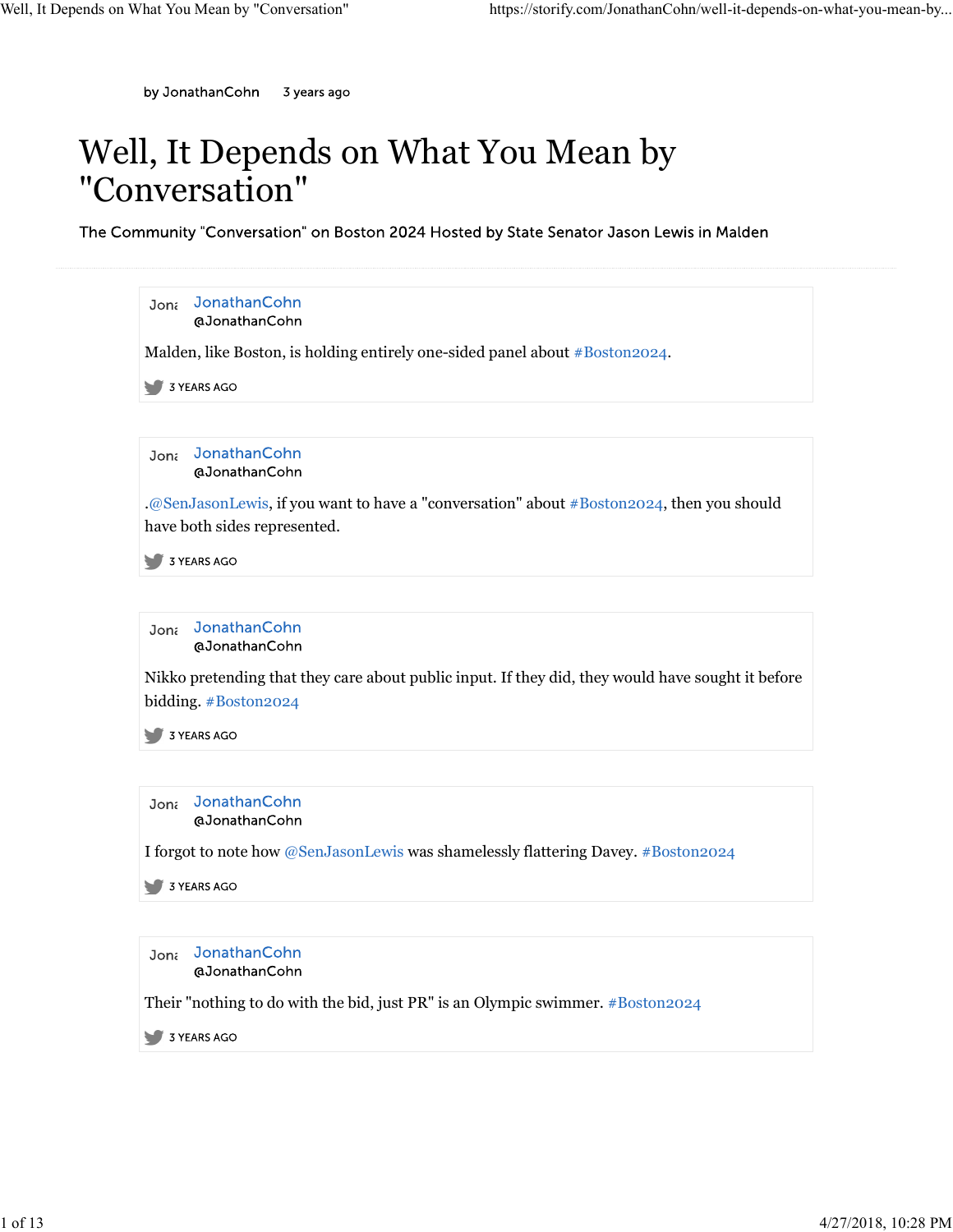by JonathanCohn    3 years ago

# Well, It Depends on What You Mean by "Conversation"

The Community "Conversation" on Boston 2024 Hosted by State Senator Jason Lewis in Malden

---

JonathanCohn
@JonathanCohn

Malden, like Boston, is holding entirely one-sided panel about #Boston2024.

3 YEARS AGO

---

JonathanCohn
@JonathanCohn

.@SenJasonLewis, if you want to have a "conversation" about #Boston2024, then you should have both sides represented.

3 YEARS AGO

---

JonathanCohn
@JonathanCohn

Nikko pretending that they care about public input. If they did, they would have sought it before bidding. #Boston2024

3 YEARS AGO

---

JonathanCohn
@JonathanCohn

I forgot to note how @SenJasonLewis was shamelessly flattering Davey. #Boston2024

3 YEARS AGO

---

JonathanCohn
@JonathanCohn

Their "nothing to do with the bid, just PR" is an Olympic swimmer. #Boston2024

3 YEARS AGO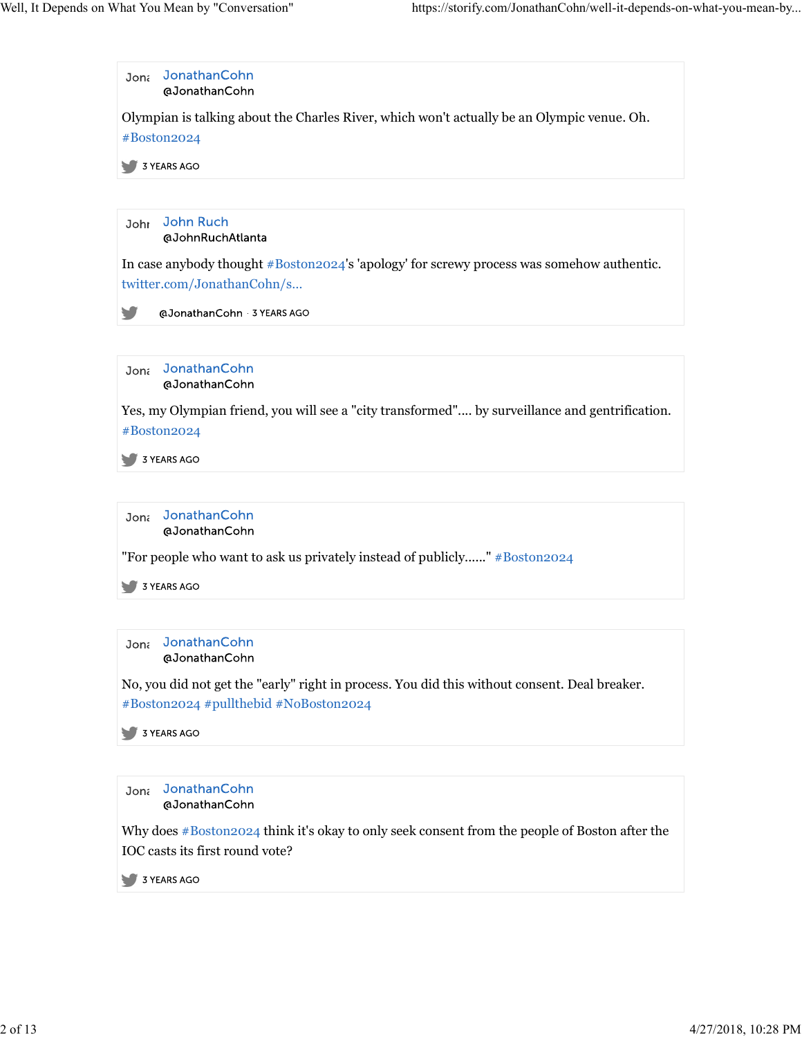**JonathanCohn**
@JonathanCohn

Olympian is talking about the Charles River, which won't actually be an Olympic venue. Oh. #Boston2024

3 YEARS AGO

---

**John Ruch**
@JohnRuchAtlanta

In case anybody thought #Boston2024's 'apology' for screwy process was somehow authentic. twitter.com/JonathanCohn/s...

@JonathanCohn · 3 YEARS AGO

---

**JonathanCohn**
@JonathanCohn

Yes, my Olympian friend, you will see a "city transformed".... by surveillance and gentrification. #Boston2024

3 YEARS AGO

---

**JonathanCohn**
@JonathanCohn

"For people who want to ask us privately instead of publicly......" #Boston2024

3 YEARS AGO

---

**JonathanCohn**
@JonathanCohn

No, you did not get the "early" right in process. You did this without consent. Deal breaker. #Boston2024 #pullthebid #NoBoston2024

3 YEARS AGO

---

**JonathanCohn**
@JonathanCohn

Why does #Boston2024 think it's okay to only seek consent from the people of Boston after the IOC casts its first round vote?

3 YEARS AGO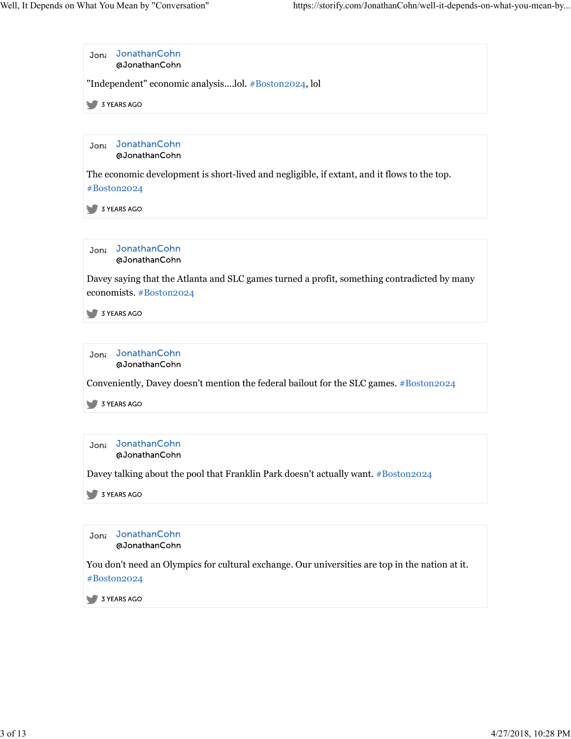Jona JonathanCohn
@JonathanCohn

"Independent" economic analysis....lol. #Boston2024, lol

3 YEARS AGO

---

Jona JonathanCohn
@JonathanCohn

The economic development is short-lived and negligible, if extant, and it flows to the top. #Boston2024

3 YEARS AGO

---

Jona JonathanCohn
@JonathanCohn

Davey saying that the Atlanta and SLC games turned a profit, something contradicted by many economists. #Boston2024

3 YEARS AGO

---

Jona JonathanCohn
@JonathanCohn

Conveniently, Davey doesn't mention the federal bailout for the SLC games. #Boston2024

3 YEARS AGO

---

Jona JonathanCohn
@JonathanCohn

Davey talking about the pool that Franklin Park doesn't actually want. #Boston2024

3 YEARS AGO

---

Jona JonathanCohn
@JonathanCohn

You don't need an Olympics for cultural exchange. Our universities are top in the nation at it. #Boston2024

3 YEARS AGO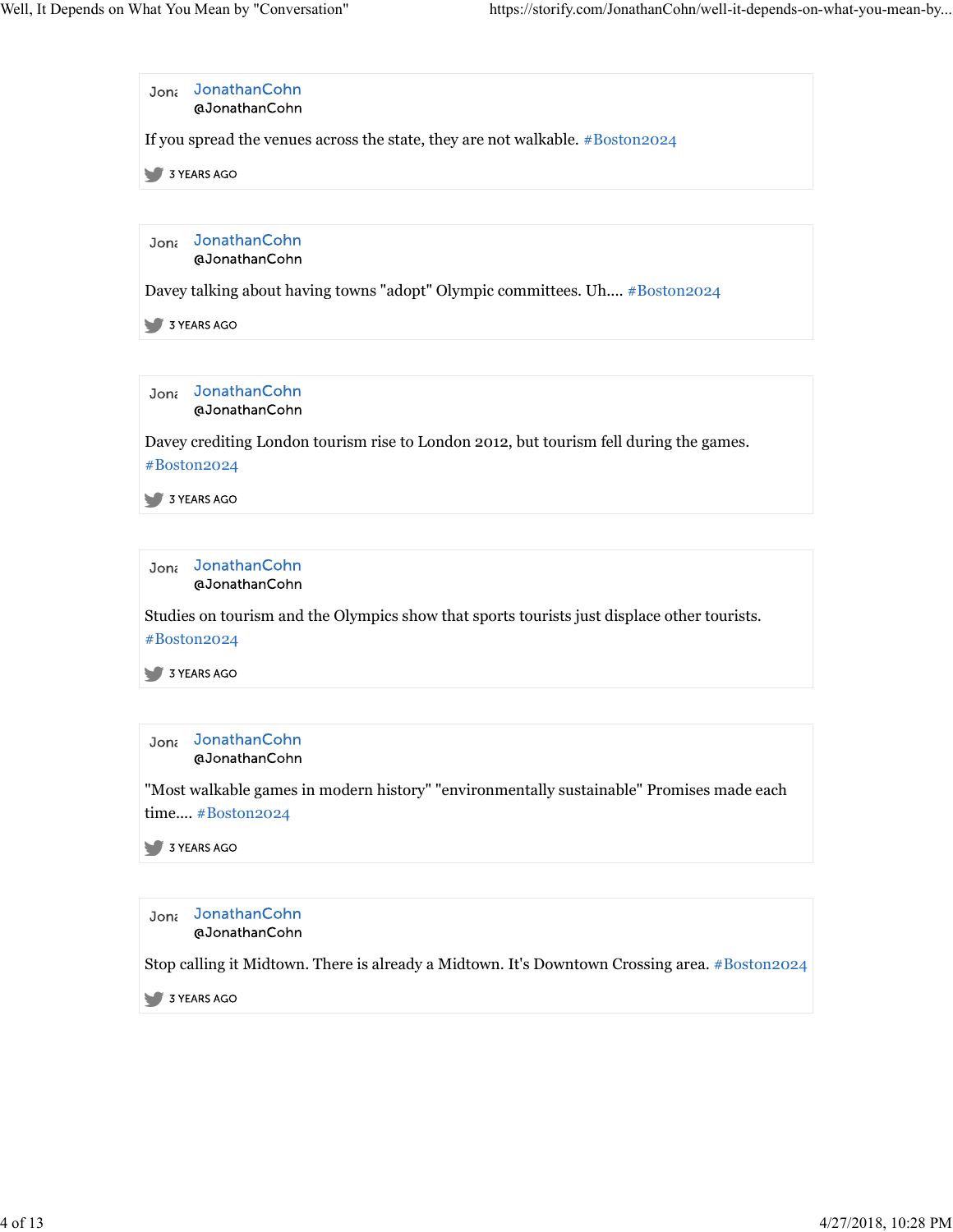Jon JonathanCohn
@JonathanCohn

If you spread the venues across the state, they are not walkable. #Boston2024

3 YEARS AGO

---

Jon JonathanCohn
@JonathanCohn

Davey talking about having towns "adopt" Olympic committees. Uh.... #Boston2024

3 YEARS AGO

---

Jon JonathanCohn
@JonathanCohn

Davey crediting London tourism rise to London 2012, but tourism fell during the games. #Boston2024

3 YEARS AGO

---

Jon JonathanCohn
@JonathanCohn

Studies on tourism and the Olympics show that sports tourists just displace other tourists. #Boston2024

3 YEARS AGO

---

Jon JonathanCohn
@JonathanCohn

"Most walkable games in modern history" "environmentally sustainable" Promises made each time.... #Boston2024

3 YEARS AGO

---

Jon JonathanCohn
@JonathanCohn

Stop calling it Midtown. There is already a Midtown. It's Downtown Crossing area. #Boston2024

3 YEARS AGO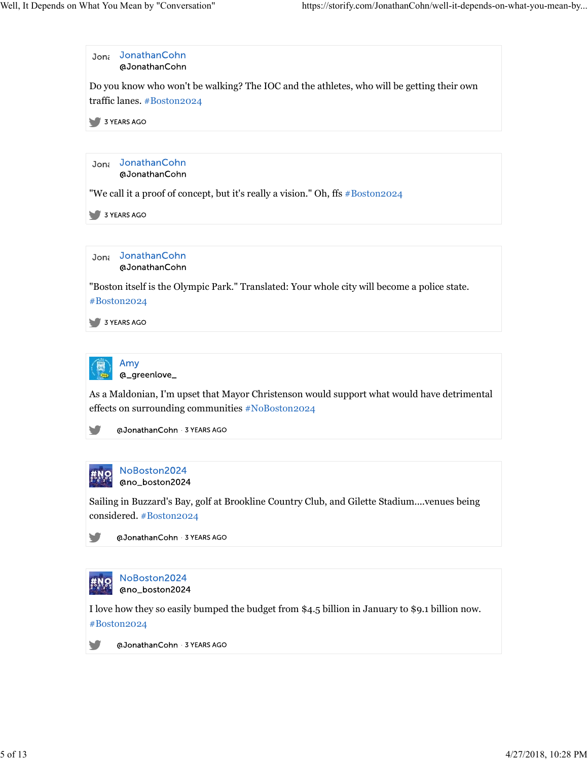JonathanCohn
@JonathanCohn

Do you know who won't be walking? The IOC and the athletes, who will be getting their own traffic lanes. #Boston2024

3 YEARS AGO

---

JonathanCohn
@JonathanCohn

"We call it a proof of concept, but it's really a vision." Oh, ffs #Boston2024

3 YEARS AGO

---

JonathanCohn
@JonathanCohn

"Boston itself is the Olympic Park." Translated: Your whole city will become a police state. #Boston2024

3 YEARS AGO

---

Amy
@_greenlove_

As a Maldonian, I'm upset that Mayor Christenson would support what would have detrimental effects on surrounding communities #NoBoston2024

@JonathanCohn · 3 YEARS AGO

---

NoBoston2024
@no_boston2024

Sailing in Buzzard's Bay, golf at Brookline Country Club, and Gilette Stadium....venues being considered. #Boston2024

@JonathanCohn · 3 YEARS AGO

---

NoBoston2024
@no_boston2024

I love how they so easily bumped the budget from $4.5 billion in January to $9.1 billion now. #Boston2024

@JonathanCohn · 3 YEARS AGO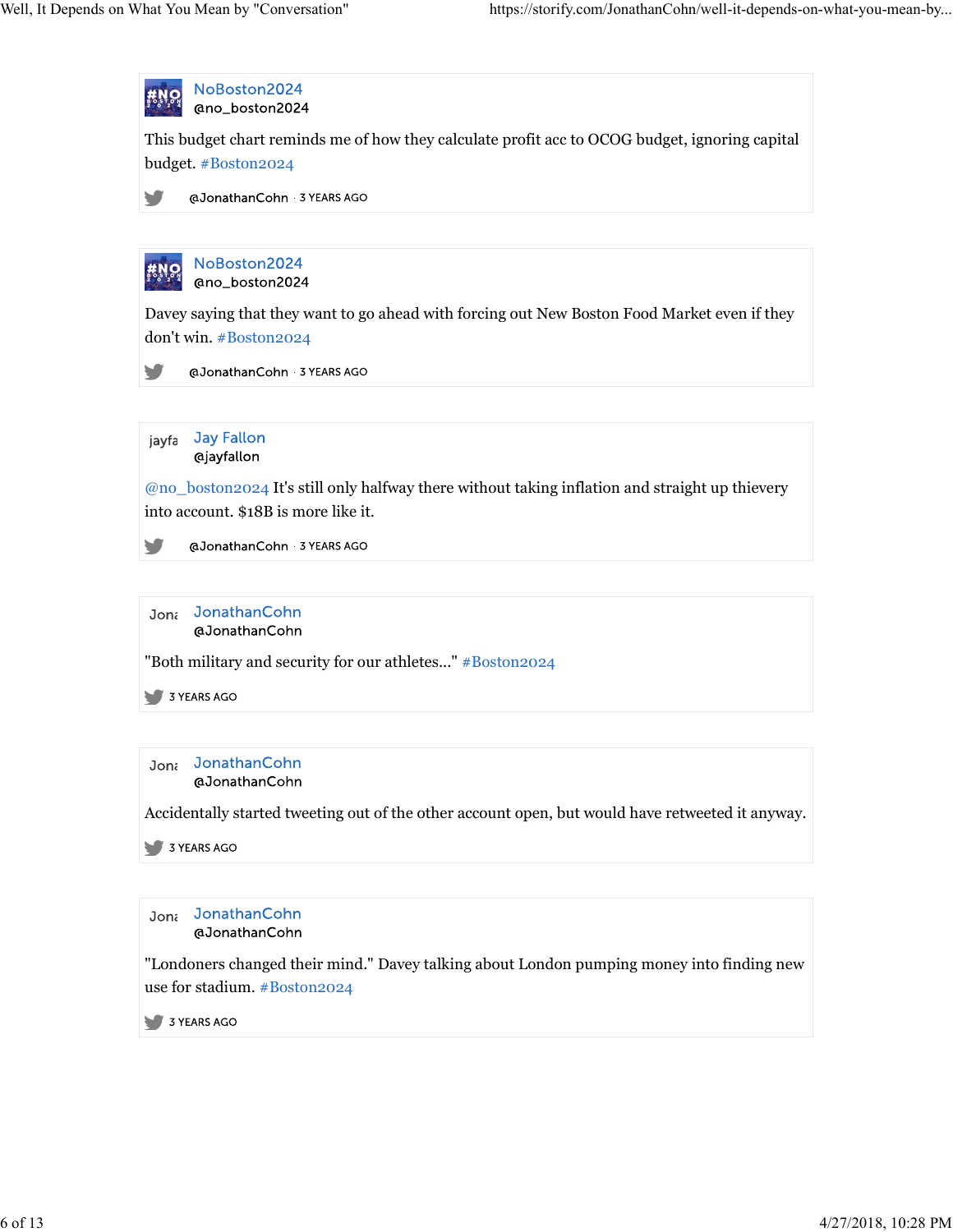**NoBoston2024**
@no_boston2024

This budget chart reminds me of how they calculate profit acc to OCOG budget, ignoring capital budget. #Boston2024

@JonathanCohn · 3 YEARS AGO

---

**NoBoston2024**
@no_boston2024

Davey saying that they want to go ahead with forcing out New Boston Food Market even if they don't win. #Boston2024

@JonathanCohn · 3 YEARS AGO

---

**Jay Fallon**
@jayfallon

@no_boston2024 It's still only halfway there without taking inflation and straight up thievery into account. $18B is more like it.

@JonathanCohn · 3 YEARS AGO

---

**JonathanCohn**
@JonathanCohn

"Both military and security for our athletes..." #Boston2024

3 YEARS AGO

---

**JonathanCohn**
@JonathanCohn

Accidentally started tweeting out of the other account open, but would have retweeted it anyway.

3 YEARS AGO

---

**JonathanCohn**
@JonathanCohn

"Londoners changed their mind." Davey talking about London pumping money into finding new use for stadium. #Boston2024

3 YEARS AGO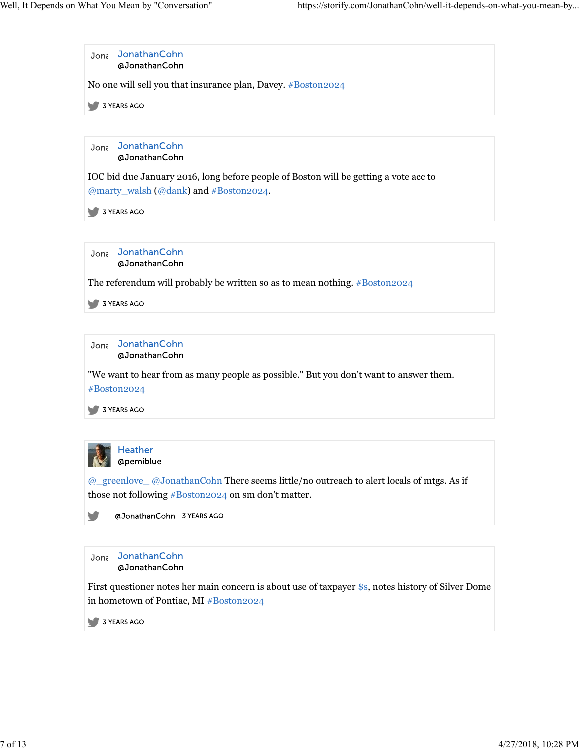JonathanCohn
@JonathanCohn

No one will sell you that insurance plan, Davey. #Boston2024

3 YEARS AGO

---

JonathanCohn
@JonathanCohn

IOC bid due January 2016, long before people of Boston will be getting a vote acc to @marty_walsh (@dank) and #Boston2024.

3 YEARS AGO

---

JonathanCohn
@JonathanCohn

The referendum will probably be written so as to mean nothing. #Boston2024

3 YEARS AGO

---

JonathanCohn
@JonathanCohn

"We want to hear from as many people as possible." But you don't want to answer them. #Boston2024

3 YEARS AGO

---

Heather
@pemiblue

@_greenlove_ @JonathanCohn There seems little/no outreach to alert locals of mtgs. As if those not following #Boston2024 on sm don't matter.

@JonathanCohn · 3 YEARS AGO

---

JonathanCohn
@JonathanCohn

First questioner notes her main concern is about use of taxpayer $s, notes history of Silver Dome in hometown of Pontiac, MI #Boston2024

3 YEARS AGO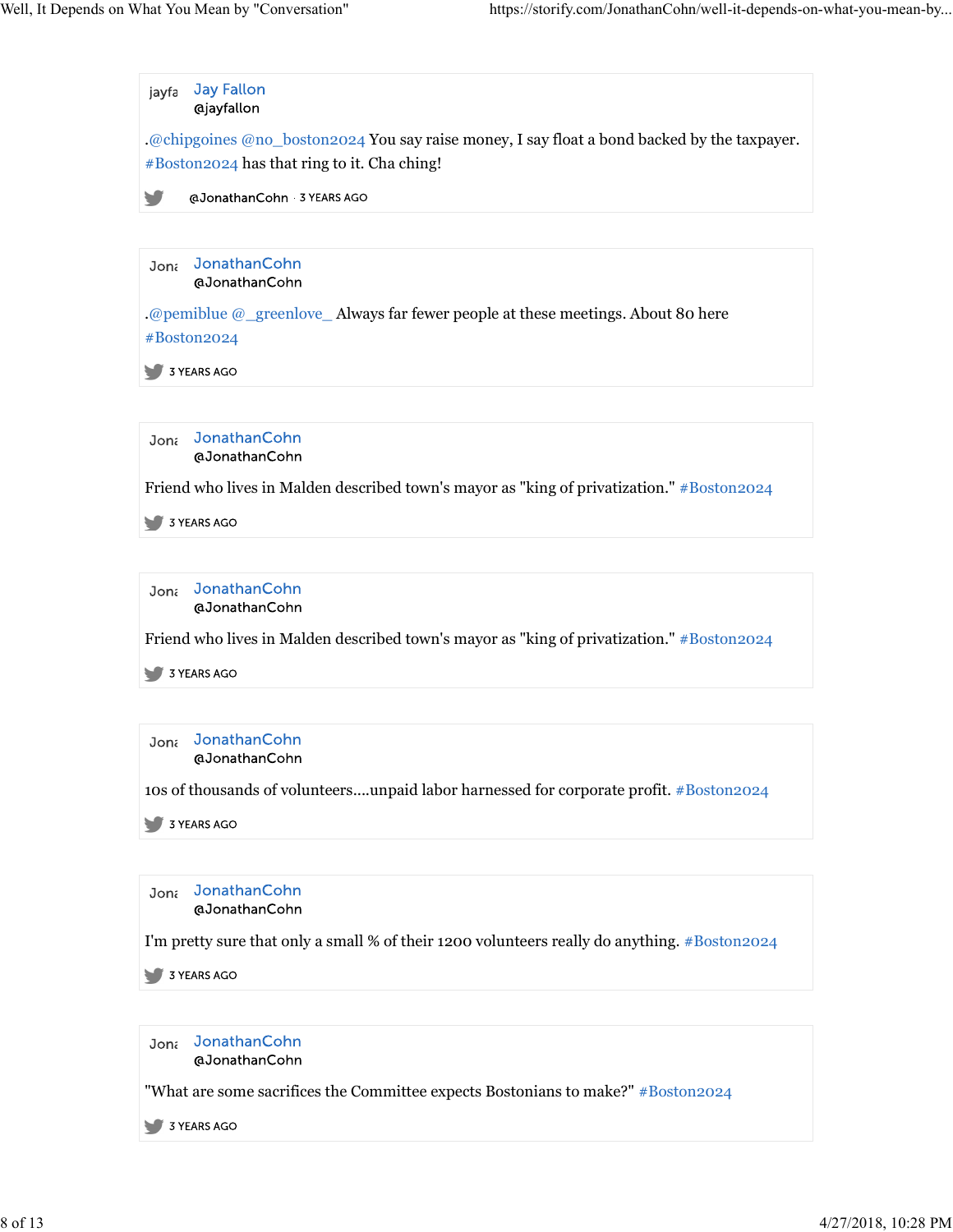jayfa **Jay Fallon**
@jayfallon

.@chipgoines @no_boston2024 You say raise money, I say float a bond backed by the taxpayer. #Boston2024 has that ring to it. Cha ching!

@JonathanCohn · 3 YEARS AGO

---

Jona **JonathanCohn**
@JonathanCohn

.@pemiblue @_greenlove_ Always far fewer people at these meetings. About 80 here #Boston2024

3 YEARS AGO

---

Jona **JonathanCohn**
@JonathanCohn

Friend who lives in Malden described town's mayor as "king of privatization." #Boston2024

3 YEARS AGO

---

Jona **JonathanCohn**
@JonathanCohn

Friend who lives in Malden described town's mayor as "king of privatization." #Boston2024

3 YEARS AGO

---

Jona **JonathanCohn**
@JonathanCohn

10s of thousands of volunteers....unpaid labor harnessed for corporate profit. #Boston2024

3 YEARS AGO

---

Jona **JonathanCohn**
@JonathanCohn

I'm pretty sure that only a small % of their 1200 volunteers really do anything. #Boston2024

3 YEARS AGO

---

Jona **JonathanCohn**
@JonathanCohn

"What are some sacrifices the Committee expects Bostonians to make?" #Boston2024

3 YEARS AGO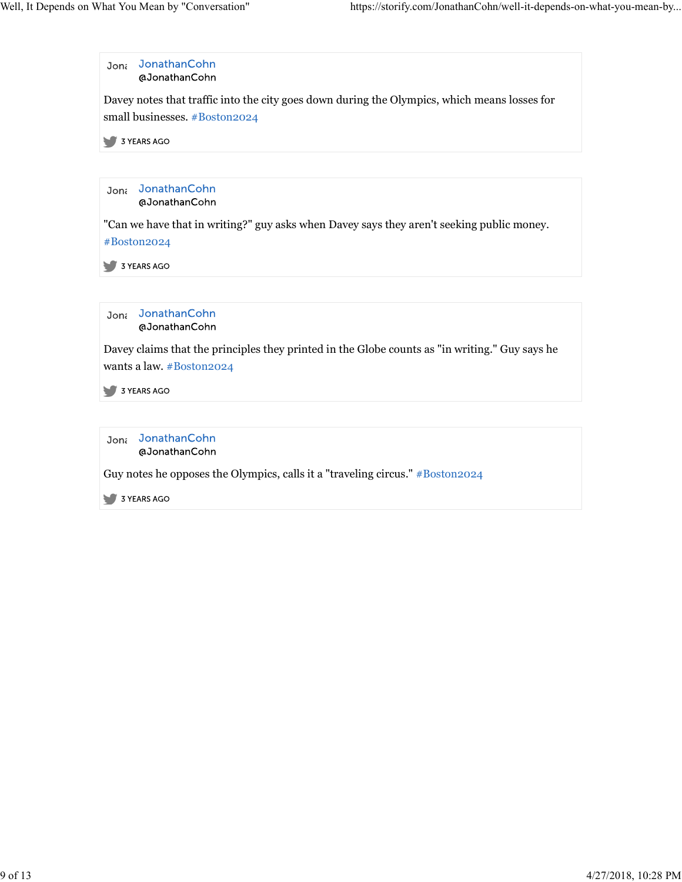Jon; JonathanCohn
@JonathanCohn

Davey notes that traffic into the city goes down during the Olympics, which means losses for small businesses. #Boston2024

3 YEARS AGO

---

Jon; JonathanCohn
@JonathanCohn

"Can we have that in writing?" guy asks when Davey says they aren't seeking public money. #Boston2024

3 YEARS AGO

---

Jon; JonathanCohn
@JonathanCohn

Davey claims that the principles they printed in the Globe counts as "in writing." Guy says he wants a law. #Boston2024

3 YEARS AGO

---

Jon; JonathanCohn
@JonathanCohn

Guy notes he opposes the Olympics, calls it a "traveling circus." #Boston2024

3 YEARS AGO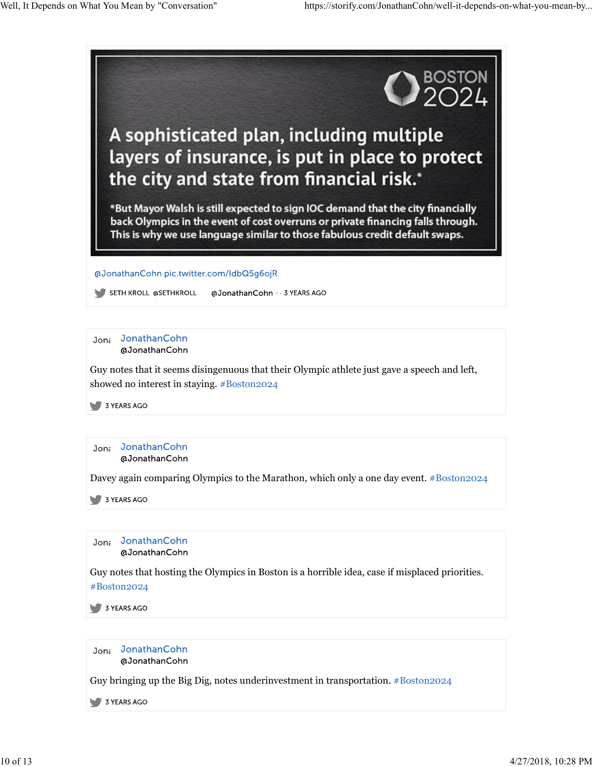BOSTON 2024

A sophisticated plan, including multiple layers of insurance, is put in place to protect the city and state from financial risk.*

*But Mayor Walsh is still expected to sign IOC demand that the city financially back Olympics in the event of cost overruns or private financing falls through. This is why we use language similar to those fabulous credit default swaps.

@JonathanCohn pic.twitter.com/IdbQ5g6ojR

SETH KROLL @SETHKROLL @JonathanCohn · · 3 YEARS AGO

---

JonathanCohn
@JonathanCohn

Guy notes that it seems disingenuous that their Olympic athlete just gave a speech and left, showed no interest in staying. #Boston2024

3 YEARS AGO

---

JonathanCohn
@JonathanCohn

Davey again comparing Olympics to the Marathon, which only a one day event. #Boston2024

3 YEARS AGO

---

JonathanCohn
@JonathanCohn

Guy notes that hosting the Olympics in Boston is a horrible idea, case if misplaced priorities. #Boston2024

3 YEARS AGO

---

JonathanCohn
@JonathanCohn

Guy bringing up the Big Dig, notes underinvestment in transportation. #Boston2024

3 YEARS AGO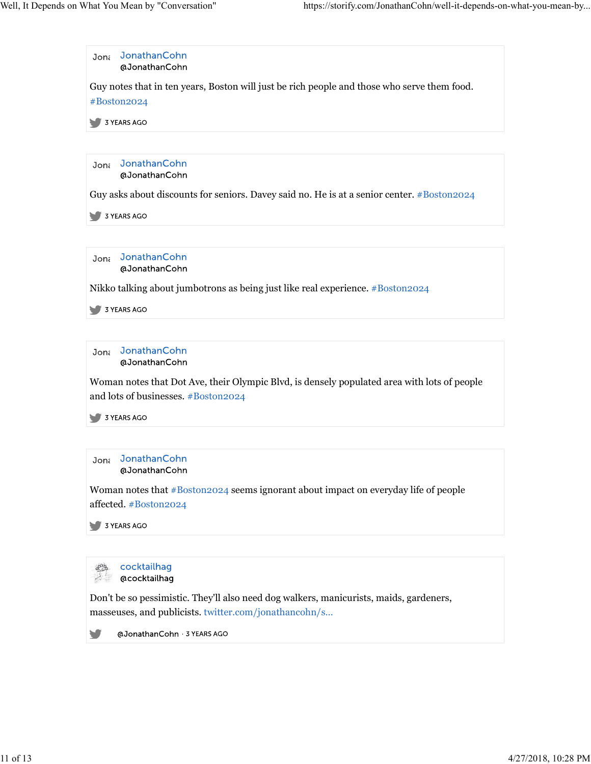JonathanCohn
@JonathanCohn

Guy notes that in ten years, Boston will just be rich people and those who serve them food. #Boston2024

3 YEARS AGO

---

JonathanCohn
@JonathanCohn

Guy asks about discounts for seniors. Davey said no. He is at a senior center. #Boston2024

3 YEARS AGO

---

JonathanCohn
@JonathanCohn

Nikko talking about jumbotrons as being just like real experience. #Boston2024

3 YEARS AGO

---

JonathanCohn
@JonathanCohn

Woman notes that Dot Ave, their Olympic Blvd, is densely populated area with lots of people and lots of businesses. #Boston2024

3 YEARS AGO

---

JonathanCohn
@JonathanCohn

Woman notes that #Boston2024 seems ignorant about impact on everyday life of people affected. #Boston2024

3 YEARS AGO

---

cocktailhag
@cocktailhag

Don't be so pessimistic. They'll also need dog walkers, manicurists, maids, gardeners, masseuses, and publicists. twitter.com/jonathancohn/s...

@JonathanCohn · 3 YEARS AGO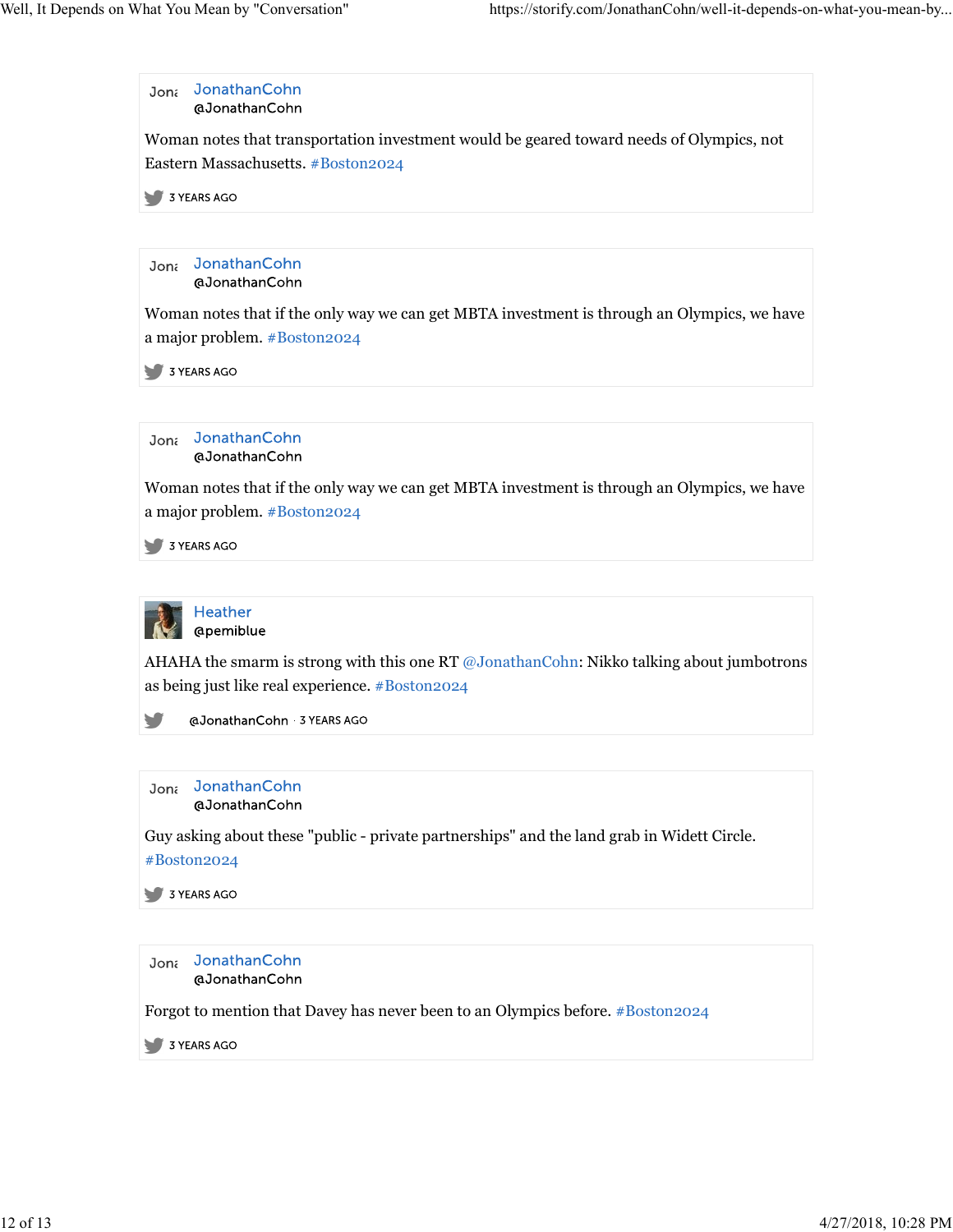Jon JonathanCohn
@JonathanCohn

Woman notes that transportation investment would be geared toward needs of Olympics, not Eastern Massachusetts. #Boston2024

3 YEARS AGO

---

Jon JonathanCohn
@JonathanCohn

Woman notes that if the only way we can get MBTA investment is through an Olympics, we have a major problem. #Boston2024

3 YEARS AGO

---

Jon JonathanCohn
@JonathanCohn

Woman notes that if the only way we can get MBTA investment is through an Olympics, we have a major problem. #Boston2024

3 YEARS AGO

---

Heather
@pemiblue

AHAHA the smarm is strong with this one RT @JonathanCohn: Nikko talking about jumbotrons as being just like real experience. #Boston2024

@JonathanCohn · 3 YEARS AGO

---

Jon JonathanCohn
@JonathanCohn

Guy asking about these "public - private partnerships" and the land grab in Widett Circle. #Boston2024

3 YEARS AGO

---

Jon JonathanCohn
@JonathanCohn

Forgot to mention that Davey has never been to an Olympics before. #Boston2024

3 YEARS AGO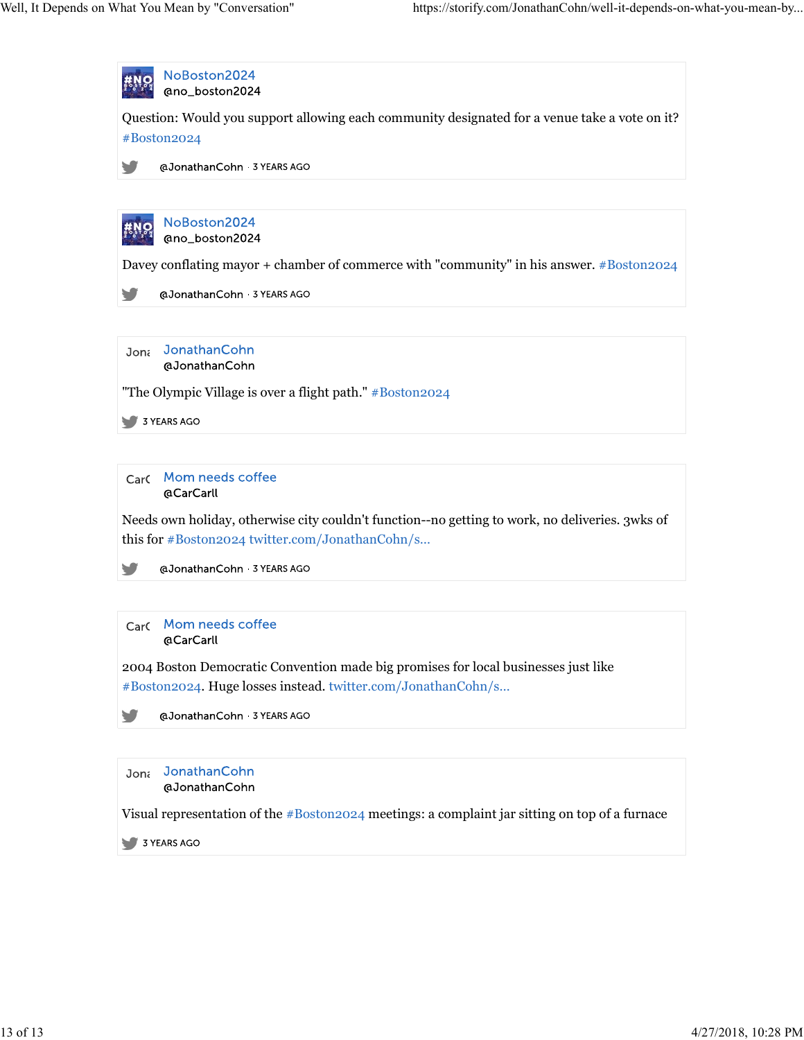NoBoston2024
@no_boston2024

Question: Would you support allowing each community designated for a venue take a vote on it? #Boston2024

@JonathanCohn · 3 YEARS AGO

NoBoston2024
@no_boston2024

Davey conflating mayor + chamber of commerce with "community" in his answer. #Boston2024

@JonathanCohn · 3 YEARS AGO

JonathanCohn
@JonathanCohn

"The Olympic Village is over a flight path." #Boston2024

3 YEARS AGO

Mom needs coffee
@CarCarll

Needs own holiday, otherwise city couldn't function--no getting to work, no deliveries. 3wks of this for #Boston2024 twitter.com/JonathanCohn/s...

@JonathanCohn · 3 YEARS AGO

Mom needs coffee
@CarCarll

2004 Boston Democratic Convention made big promises for local businesses just like #Boston2024. Huge losses instead. twitter.com/JonathanCohn/s...

@JonathanCohn · 3 YEARS AGO

JonathanCohn
@JonathanCohn

Visual representation of the #Boston2024 meetings: a complaint jar sitting on top of a furnace

3 YEARS AGO